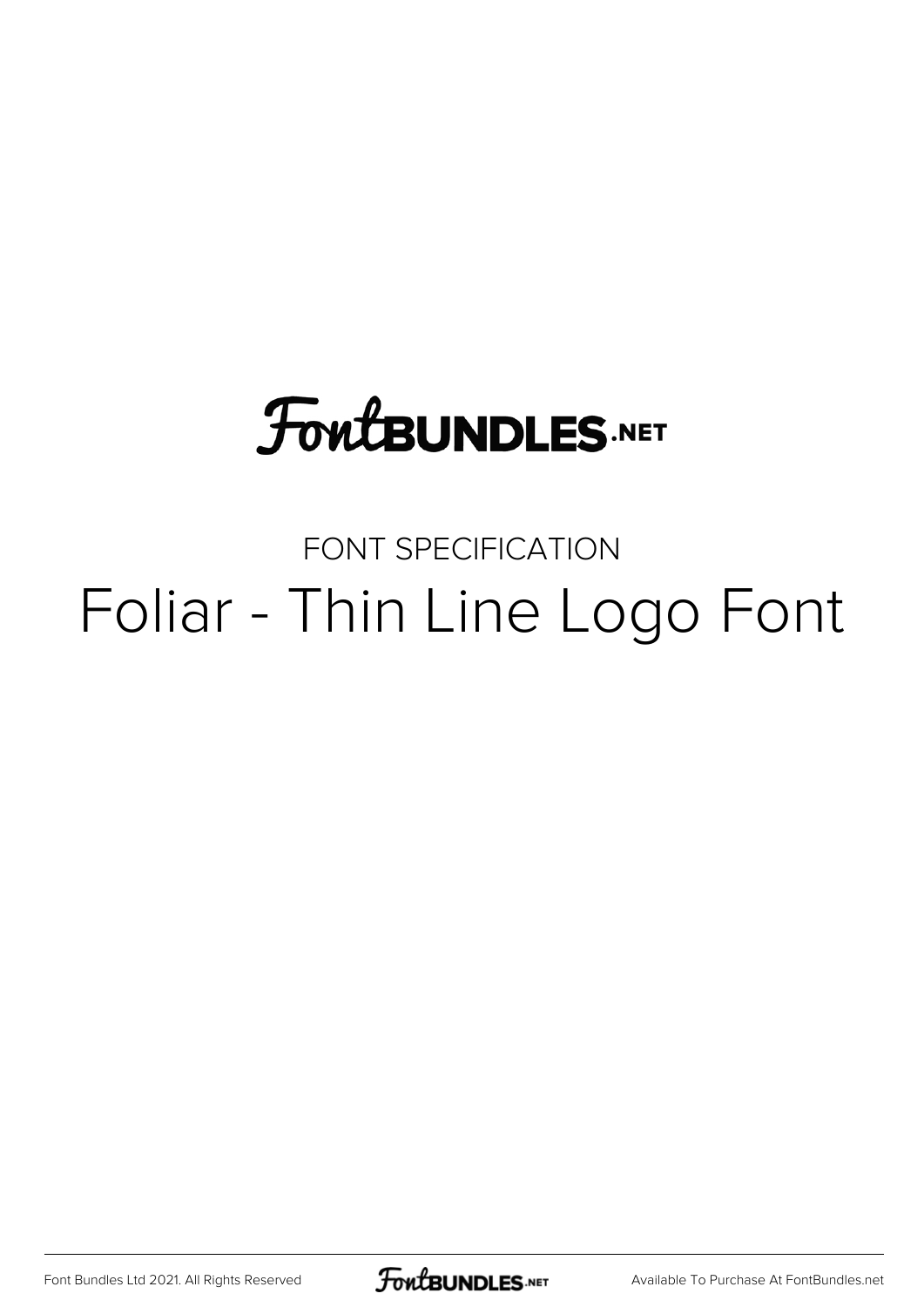FontBUNDLES.NET

FONT SPECIFICATION

# Foliar - Thin Line Logo Font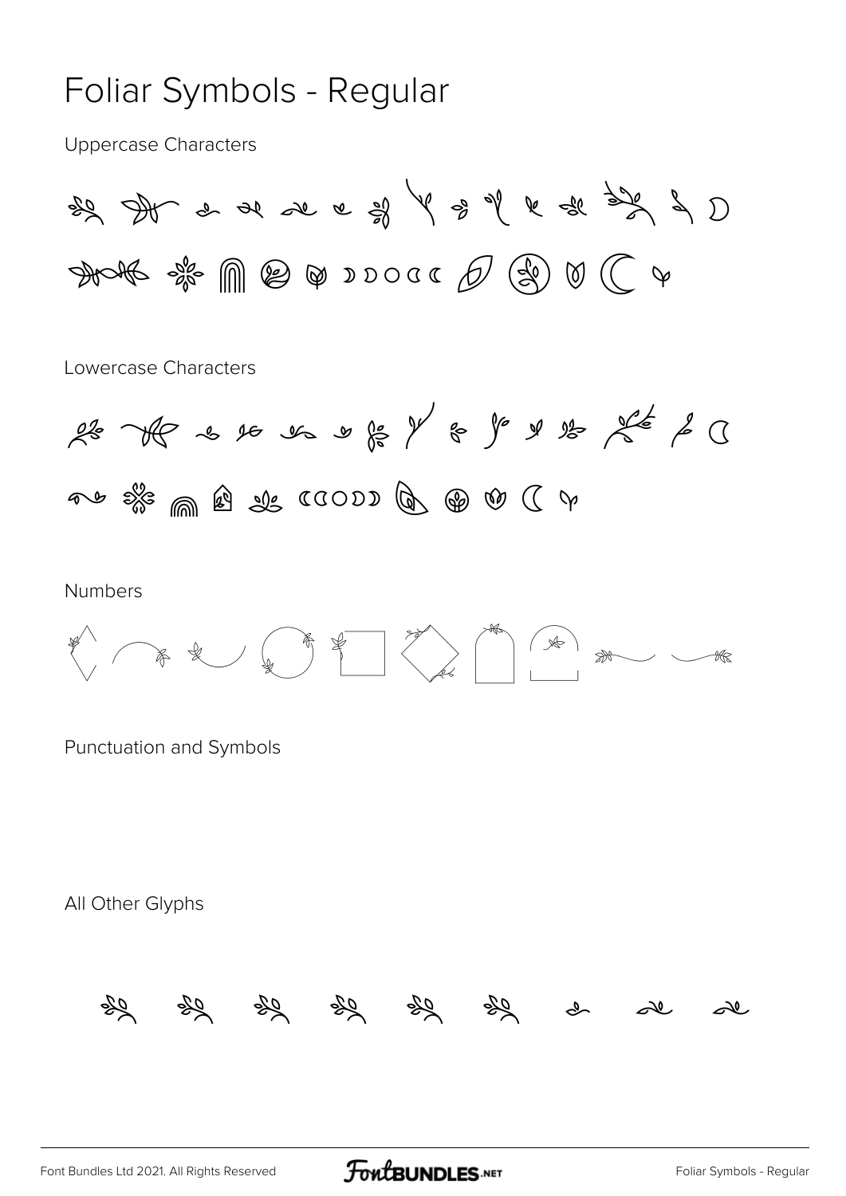# Foliar Symbols - Regular

Uppercase Characters

Lowercase Characters

Numbers

Punctuation and Symbols

All Other Glyphs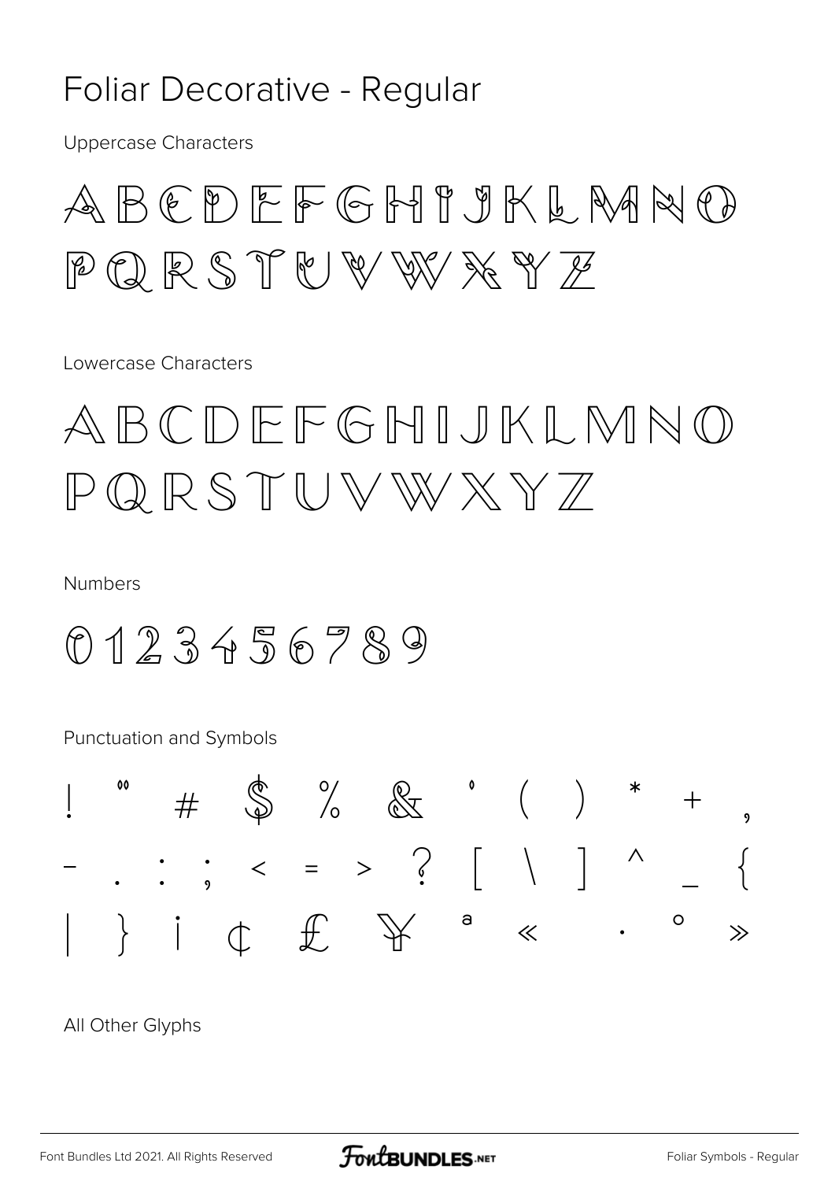# Foliar Decorative - Regular

Uppercase Characters

A B C D E F G H I J K L M N O
P Q R S T U V W X Y Z

Lowercase Characters

A B C D E F G H I J K L M N O
P Q R S T U V W X Y Z

Numbers

0 1 2 3 4 5 6 7 8 9

Punctuation and Symbols

! " # $ % & ' ( ) * + ,
- . : ; < = > ? [ \ ] ^ _ {
| } ¡ ¢ £ ¥ ª « · ° »

All Other Glyphs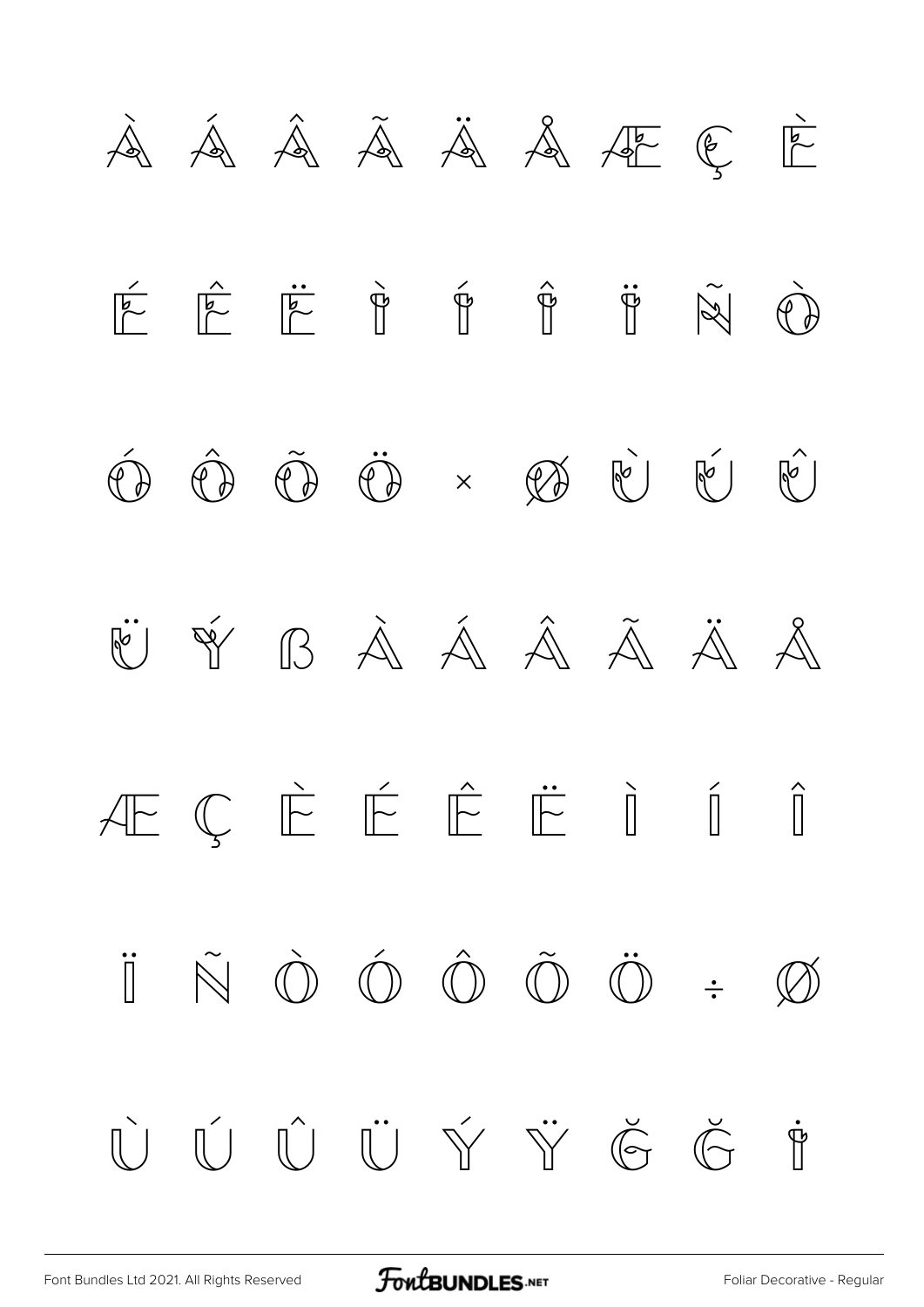À Á Â Ã Ä Å Æ Ç È

É Ê Ë Ì Í Î Ï Ñ Ò

Ó Ô Õ Ö × Ø Ù Ú Û

Ü Ý ß À Á Â Ã Ä Å

Æ Ç È É Ê Ë Ì Í Î

Ï Ñ Ò Ó Ô Õ Ö ÷ Ø

Ù Ú Û Ü Ý Ÿ Ğ Ğ İ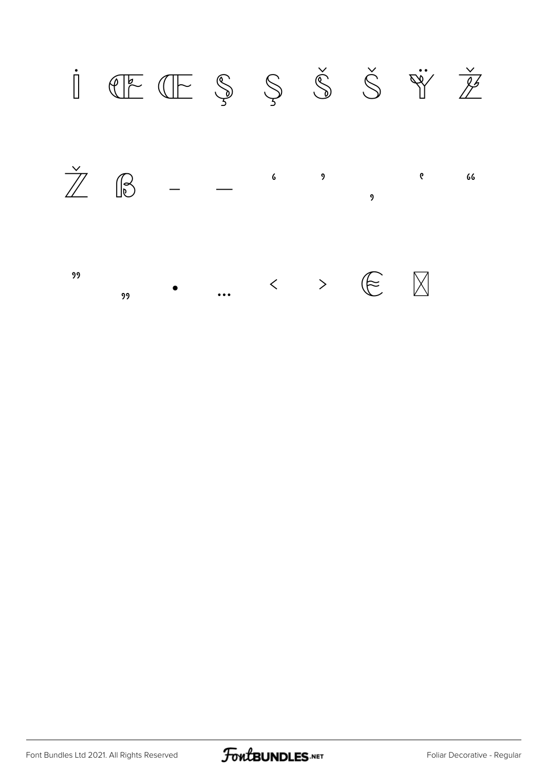İ Œ Œ Ş ş Š š Ÿ Ž

ž ß – — ‘ ’ ‚ ‛ “

” „ • … ‹ › € ⌧